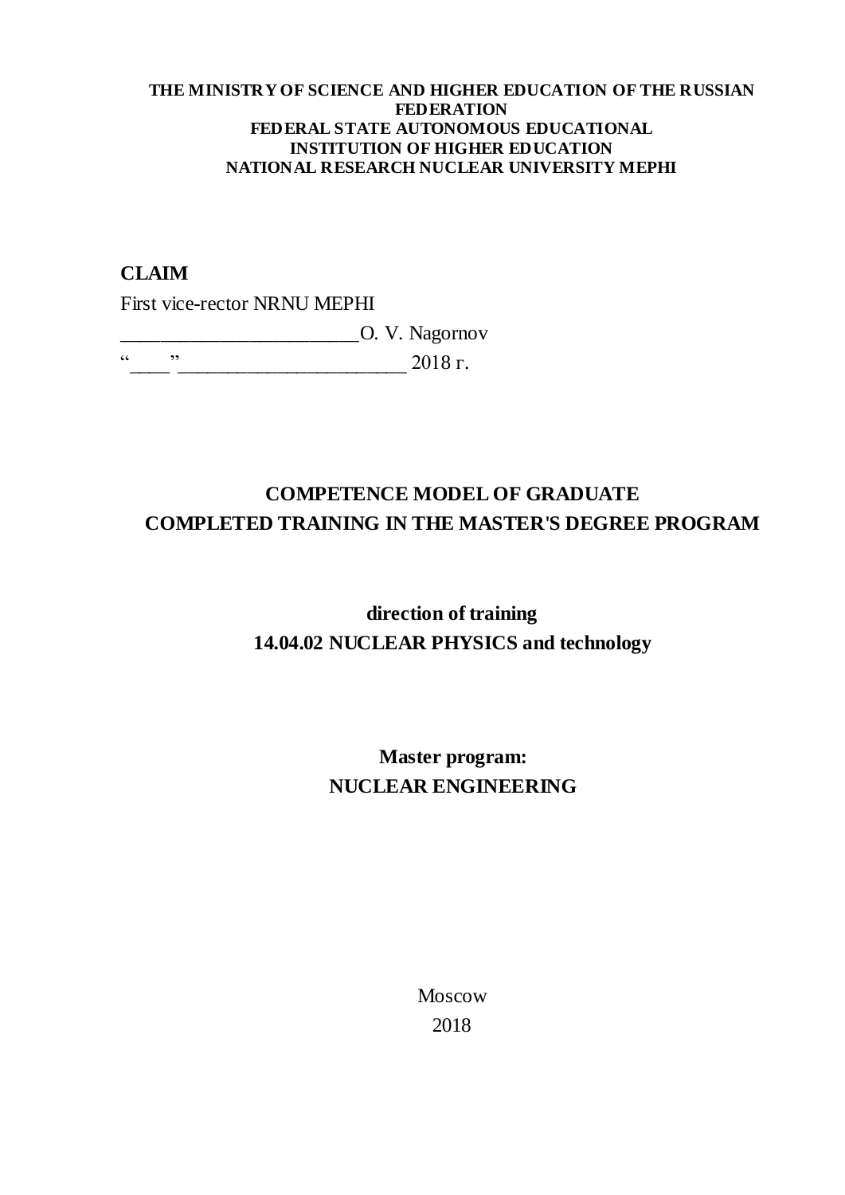**THE MINISTRY OF SCIENCE AND HIGHER EDUCATION OF THE RUSSIAN FEDERATION**
**FEDERAL STATE AUTONOMOUS EDUCATIONAL INSTITUTION OF HIGHER EDUCATION**
**NATIONAL RESEARCH NUCLEAR UNIVERSITY MEPHI**

**CLAIM**

First vice-rector NRNU MEPHI

________________________O. V. Nagornov

“____” _______________________ 2018 г.

# COMPETENCE MODEL OF GRADUATE COMPLETED TRAINING IN THE MASTER'S DEGREE PROGRAM

## direction of training
## 14.04.02 NUCLEAR PHYSICS and technology

## Master program:
## NUCLEAR ENGINEERING

Moscow

2018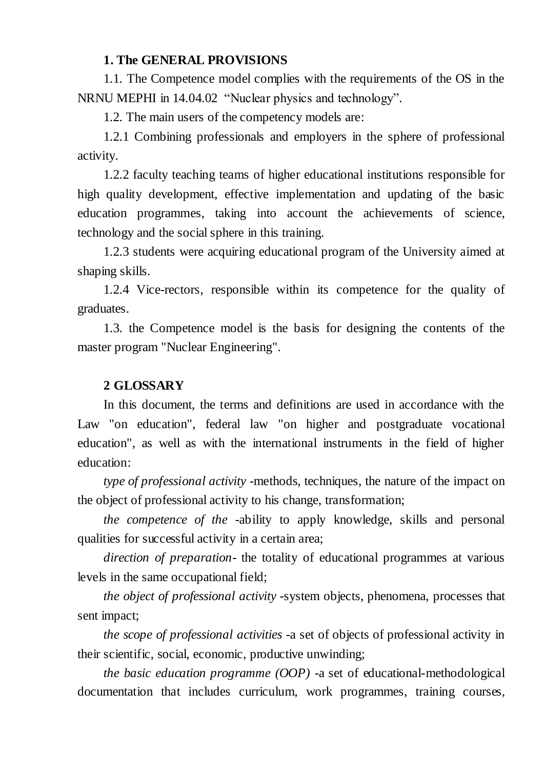## 1. The GENERAL PROVISIONS

1.1. The Competence model complies with the requirements of the OS in the NRNU MEPHI in 14.04.02 "Nuclear physics and technology".

1.2. The main users of the competency models are:

1.2.1 Combining professionals and employers in the sphere of professional activity.

1.2.2 faculty teaching teams of higher educational institutions responsible for high quality development, effective implementation and updating of the basic education programmes, taking into account the achievements of science, technology and the social sphere in this training.

1.2.3 students were acquiring educational program of the University aimed at shaping skills.

1.2.4 Vice-rectors, responsible within its competence for the quality of graduates.

1.3. the Competence model is the basis for designing the contents of the master program "Nuclear Engineering".

## 2 GLOSSARY

In this document, the terms and definitions are used in accordance with the Law "on education", federal law "on higher and postgraduate vocational education", as well as with the international instruments in the field of higher education:

*type of professional activity* -methods, techniques, the nature of the impact on the object of professional activity to his change, transformation;

*the competence of the* -ability to apply knowledge, skills and personal qualities for successful activity in a certain area;

*direction of preparation*- the totality of educational programmes at various levels in the same occupational field;

*the object of professional activity* -system objects, phenomena, processes that sent impact;

*the scope of professional activities* -a set of objects of professional activity in their scientific, social, economic, productive unwinding;

*the basic education programme (OOP)* -a set of educational-methodological documentation that includes curriculum, work programmes, training courses,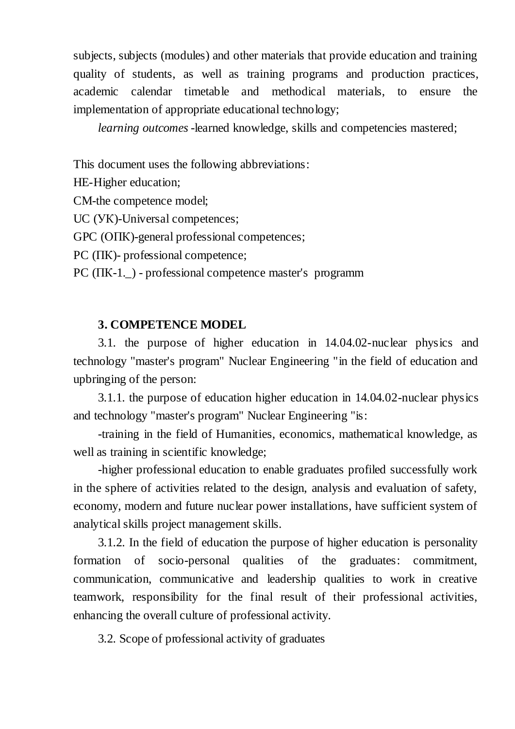subjects, subjects (modules) and other materials that provide education and training quality of students, as well as training programs and production practices, academic calendar timetable and methodical materials, to ensure the implementation of appropriate educational technology;

*learning outcomes* -learned knowledge, skills and competencies mastered;

This document uses the following abbreviations:

HE-Higher education;

CM-the competence model;

UC (УК)-Universal competences;

GPC (ОПК)-general professional competences;

PC (ПК)- professional competence;

PC (ПК-1._) - professional competence master's programm

## 3. COMPETENCE MODEL

3.1. the purpose of higher education in 14.04.02-nuclear physics and technology "master's program" Nuclear Engineering "in the field of education and upbringing of the person:

3.1.1. the purpose of education higher education in 14.04.02-nuclear physics and technology "master's program" Nuclear Engineering "is:

-training in the field of Humanities, economics, mathematical knowledge, as well as training in scientific knowledge;

-higher professional education to enable graduates profiled successfully work in the sphere of activities related to the design, analysis and evaluation of safety, economy, modern and future nuclear power installations, have sufficient system of analytical skills project management skills.

3.1.2. In the field of education the purpose of higher education is personality formation of socio-personal qualities of the graduates: commitment, communication, communicative and leadership qualities to work in creative teamwork, responsibility for the final result of their professional activities, enhancing the overall culture of professional activity.

3.2. Scope of professional activity of graduates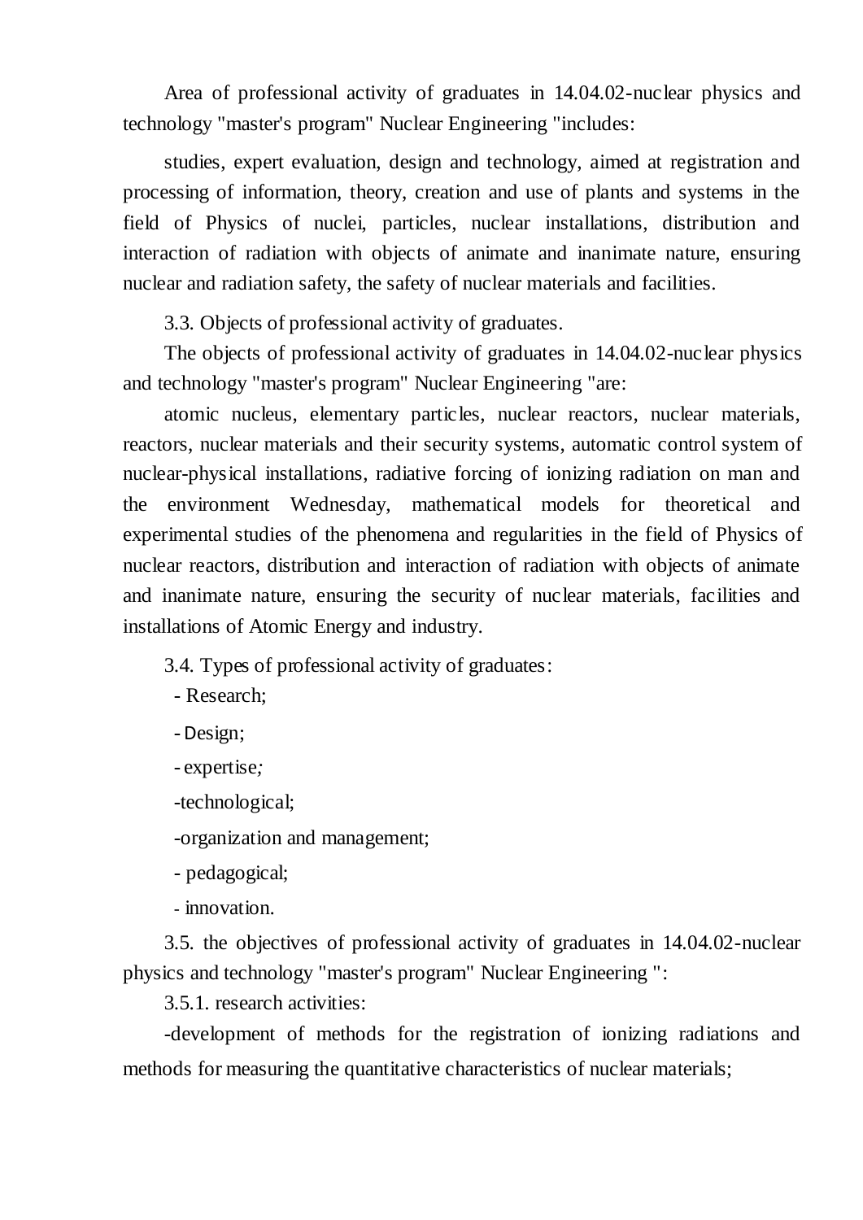Area of professional activity of graduates in 14.04.02-nuclear physics and technology "master's program" Nuclear Engineering "includes:

studies, expert evaluation, design and technology, aimed at registration and processing of information, theory, creation and use of plants and systems in the field of Physics of nuclei, particles, nuclear installations, distribution and interaction of radiation with objects of animate and inanimate nature, ensuring nuclear and radiation safety, the safety of nuclear materials and facilities.

3.3. Objects of professional activity of graduates.

The objects of professional activity of graduates in 14.04.02-nuclear physics and technology "master's program" Nuclear Engineering "are:

atomic nucleus, elementary particles, nuclear reactors, nuclear materials, reactors, nuclear materials and their security systems, automatic control system of nuclear-physical installations, radiative forcing of ionizing radiation on man and the environment Wednesday, mathematical models for theoretical and experimental studies of the phenomena and regularities in the field of Physics of nuclear reactors, distribution and interaction of radiation with objects of animate and inanimate nature, ensuring the security of nuclear materials, facilities and installations of Atomic Energy and industry.

3.4. Types of professional activity of graduates:

- Research;
- Design;
- expertise*;*
- technological;
- organization and management;
- pedagogical;
- innovation.

3.5. the objectives of professional activity of graduates in 14.04.02-nuclear physics and technology "master's program" Nuclear Engineering ":

3.5.1. research activities:

-development of methods for the registration of ionizing radiations and methods for measuring the quantitative characteristics of nuclear materials;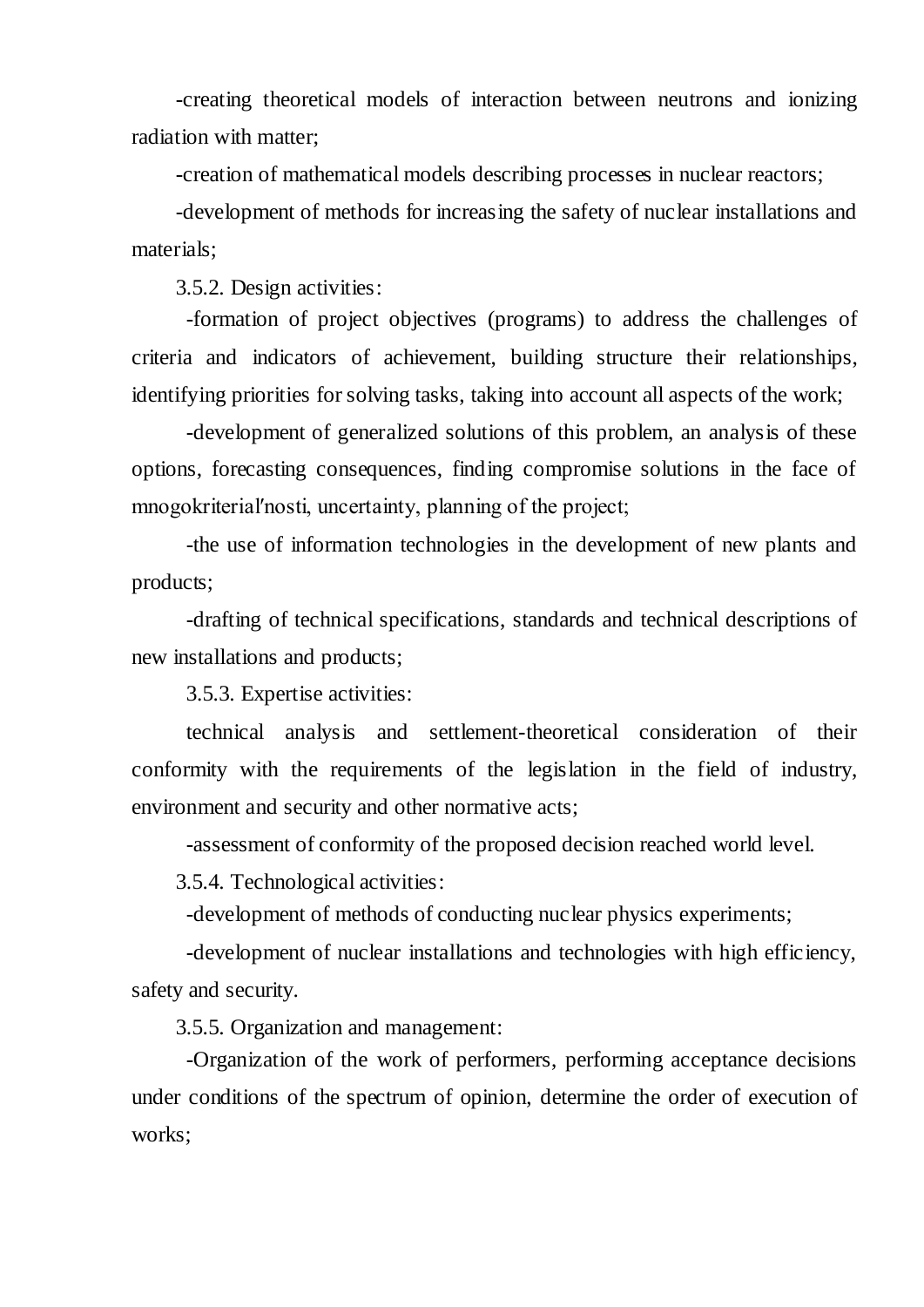-creating theoretical models of interaction between neutrons and ionizing radiation with matter;

-creation of mathematical models describing processes in nuclear reactors;

-development of methods for increasing the safety of nuclear installations and materials;

3.5.2. Design activities:

-formation of project objectives (programs) to address the challenges of criteria and indicators of achievement, building structure their relationships, identifying priorities for solving tasks, taking into account all aspects of the work;

-development of generalized solutions of this problem, an analysis of these options, forecasting consequences, finding compromise solutions in the face of mnogokriterial′nosti, uncertainty, planning of the project;

-the use of information technologies in the development of new plants and products;

-drafting of technical specifications, standards and technical descriptions of new installations and products;

3.5.3. Expertise activities:

technical analysis and settlement-theoretical consideration of their conformity with the requirements of the legislation in the field of industry, environment and security and other normative acts;

-assessment of conformity of the proposed decision reached world level.

3.5.4. Technological activities:

-development of methods of conducting nuclear physics experiments;

-development of nuclear installations and technologies with high efficiency, safety and security.

3.5.5. Organization and management:

-Organization of the work of performers, performing acceptance decisions under conditions of the spectrum of opinion, determine the order of execution of works;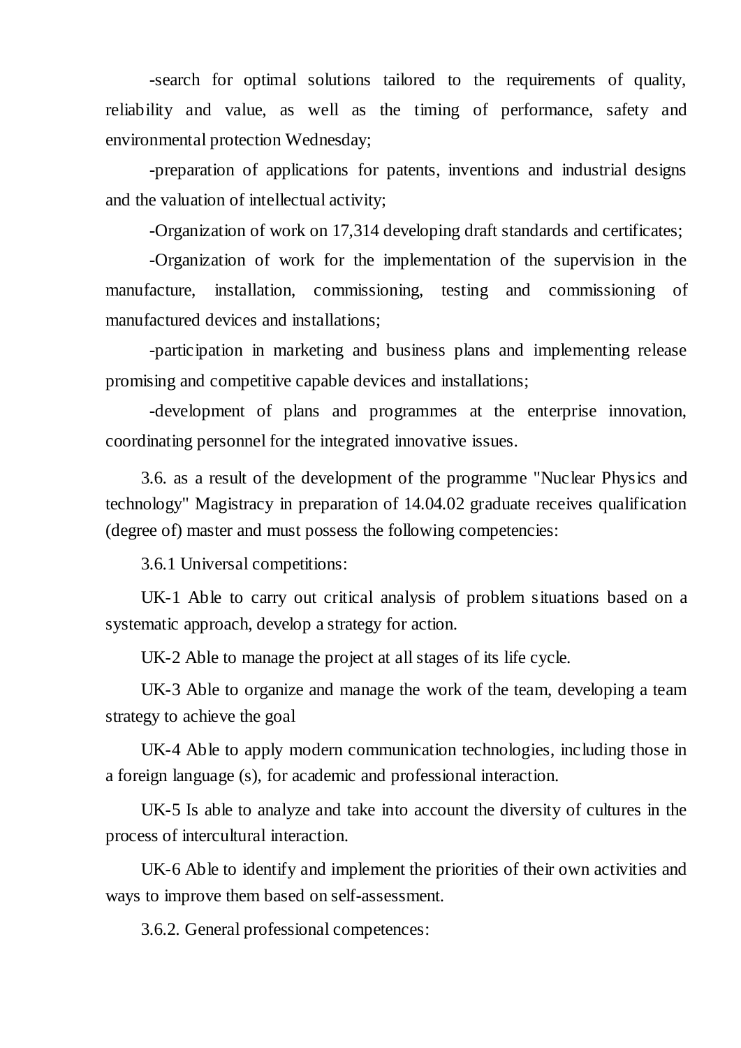-search for optimal solutions tailored to the requirements of quality, reliability and value, as well as the timing of performance, safety and environmental protection Wednesday;

-preparation of applications for patents, inventions and industrial designs and the valuation of intellectual activity;

-Organization of work on 17,314 developing draft standards and certificates;

-Organization of work for the implementation of the supervision in the manufacture, installation, commissioning, testing and commissioning of manufactured devices and installations;

-participation in marketing and business plans and implementing release promising and competitive capable devices and installations;

-development of plans and programmes at the enterprise innovation, coordinating personnel for the integrated innovative issues.

3.6. as a result of the development of the programme "Nuclear Physics and technology" Magistracy in preparation of 14.04.02 graduate receives qualification (degree of) master and must possess the following competencies:

3.6.1 Universal competitions:

UK-1 Able to carry out critical analysis of problem situations based on a systematic approach, develop a strategy for action.

UK-2 Able to manage the project at all stages of its life cycle.

UK-3 Able to organize and manage the work of the team, developing a team strategy to achieve the goal

UK-4 Able to apply modern communication technologies, including those in a foreign language (s), for academic and professional interaction.

UK-5 Is able to analyze and take into account the diversity of cultures in the process of intercultural interaction.

UK-6 Able to identify and implement the priorities of their own activities and ways to improve them based on self-assessment.

3.6.2. General professional competences: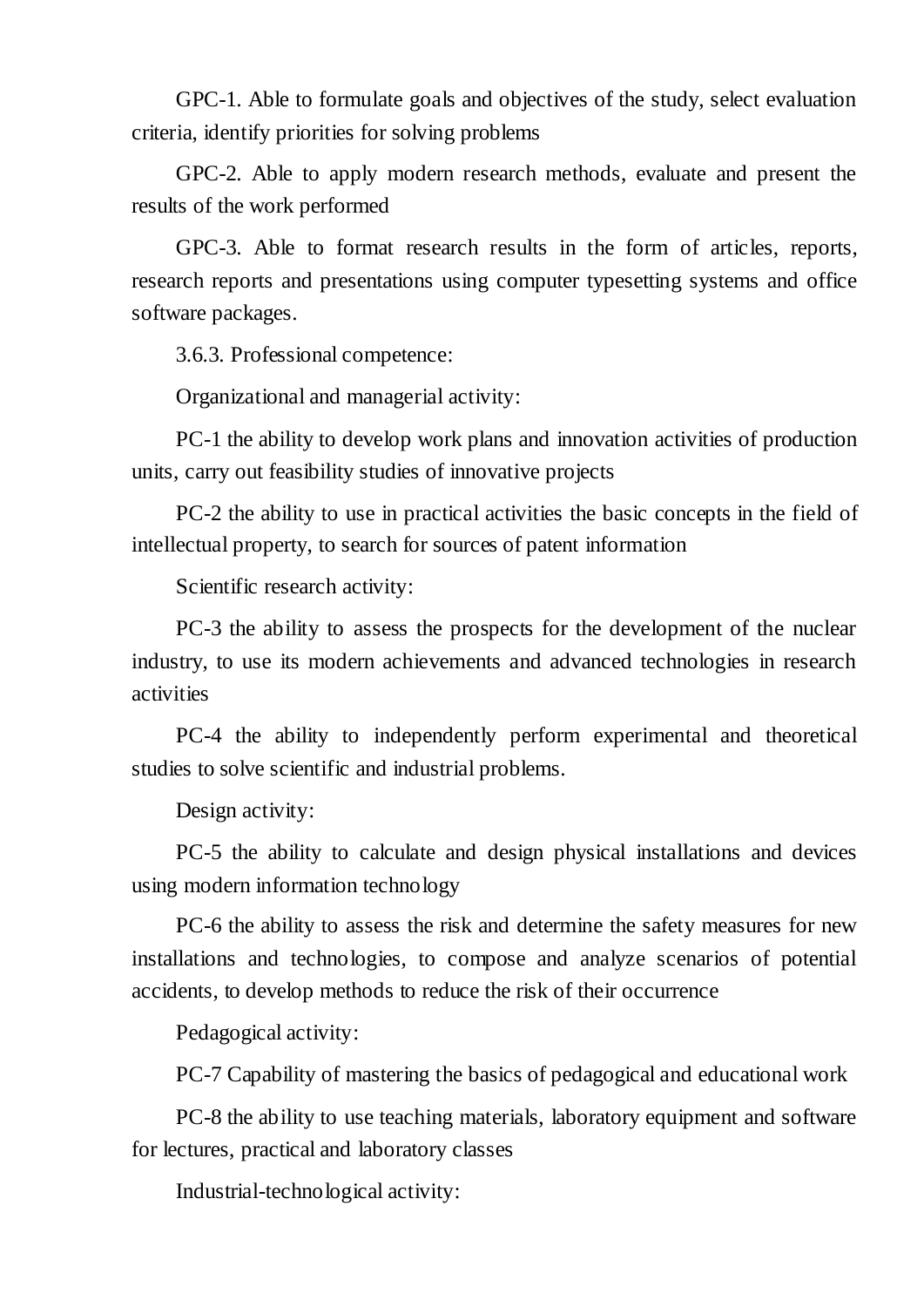GPC-1. Able to formulate goals and objectives of the study, select evaluation criteria, identify priorities for solving problems

GPC-2. Able to apply modern research methods, evaluate and present the results of the work performed

GPC-3. Able to format research results in the form of articles, reports, research reports and presentations using computer typesetting systems and office software packages.

3.6.3. Professional competence:

Organizational and managerial activity:

PC-1 the ability to develop work plans and innovation activities of production units, carry out feasibility studies of innovative projects

PC-2 the ability to use in practical activities the basic concepts in the field of intellectual property, to search for sources of patent information

Scientific research activity:

PC-3 the ability to assess the prospects for the development of the nuclear industry, to use its modern achievements and advanced technologies in research activities

PC-4 the ability to independently perform experimental and theoretical studies to solve scientific and industrial problems.

Design activity:

PC-5 the ability to calculate and design physical installations and devices using modern information technology

PC-6 the ability to assess the risk and determine the safety measures for new installations and technologies, to compose and analyze scenarios of potential accidents, to develop methods to reduce the risk of their occurrence

Pedagogical activity:

PC-7 Capability of mastering the basics of pedagogical and educational work

PC-8 the ability to use teaching materials, laboratory equipment and software for lectures, practical and laboratory classes

Industrial-technological activity: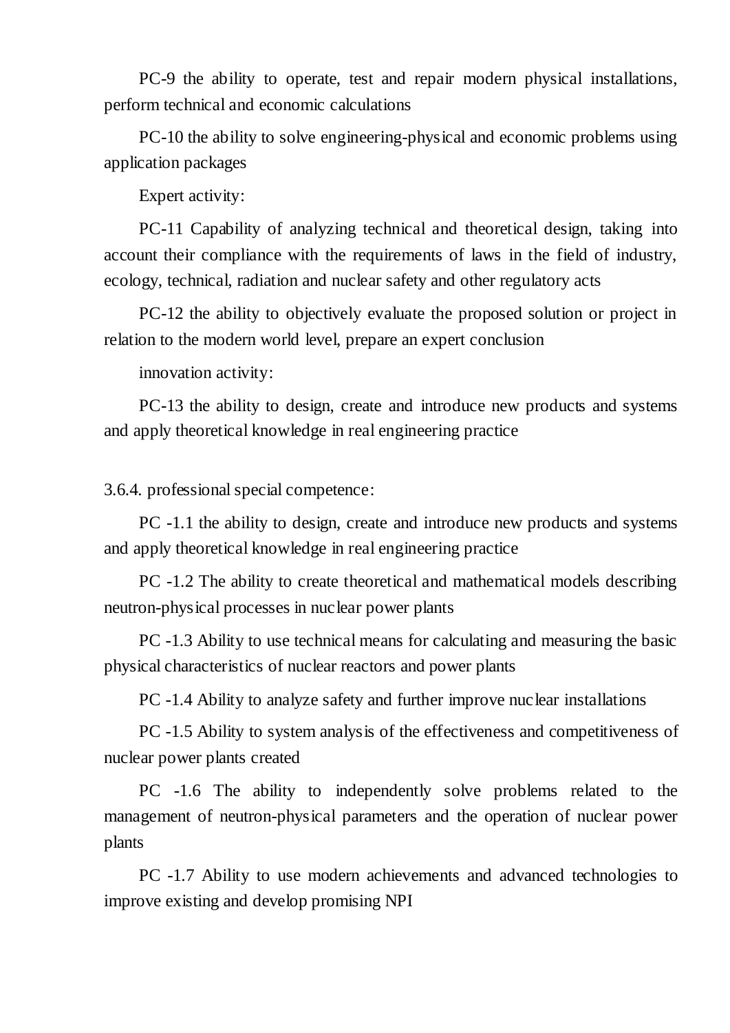PC-9 the ability to operate, test and repair modern physical installations, perform technical and economic calculations

PC-10 the ability to solve engineering-physical and economic problems using application packages

Expert activity:

PC-11 Capability of analyzing technical and theoretical design, taking into account their compliance with the requirements of laws in the field of industry, ecology, technical, radiation and nuclear safety and other regulatory acts

PC-12 the ability to objectively evaluate the proposed solution or project in relation to the modern world level, prepare an expert conclusion

innovation activity:

PC-13 the ability to design, create and introduce new products and systems and apply theoretical knowledge in real engineering practice

3.6.4. professional special competence:

PC -1.1 the ability to design, create and introduce new products and systems and apply theoretical knowledge in real engineering practice

PC -1.2 The ability to create theoretical and mathematical models describing neutron-physical processes in nuclear power plants

PC -1.3 Ability to use technical means for calculating and measuring the basic physical characteristics of nuclear reactors and power plants

PC -1.4 Ability to analyze safety and further improve nuclear installations

PC -1.5 Ability to system analysis of the effectiveness and competitiveness of nuclear power plants created

PC -1.6 The ability to independently solve problems related to the management of neutron-physical parameters and the operation of nuclear power plants

PC -1.7 Ability to use modern achievements and advanced technologies to improve existing and develop promising NPI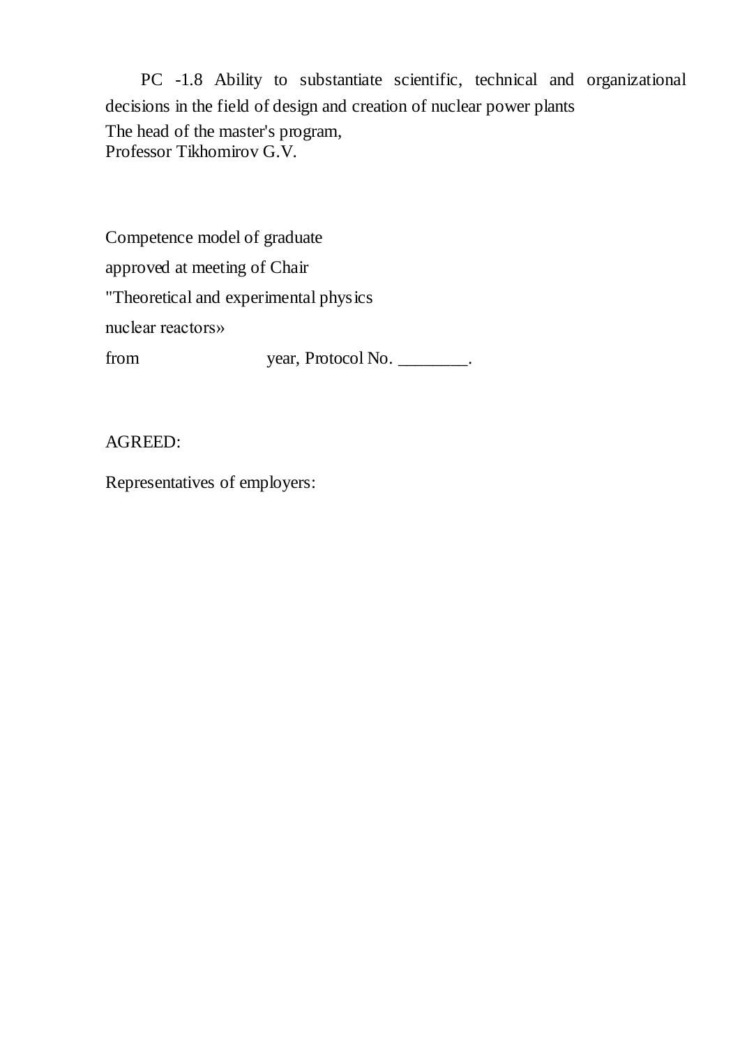PC -1.8 Ability to substantiate scientific, technical and organizational decisions in the field of design and creation of nuclear power plants

The head of the master's program,
Professor Tikhomirov G.V.

Competence model of graduate

approved at meeting of Chair

"Theoretical and experimental physics

nuclear reactors»

from                    year, Protocol No. ________.

AGREED:

Representatives of employers: